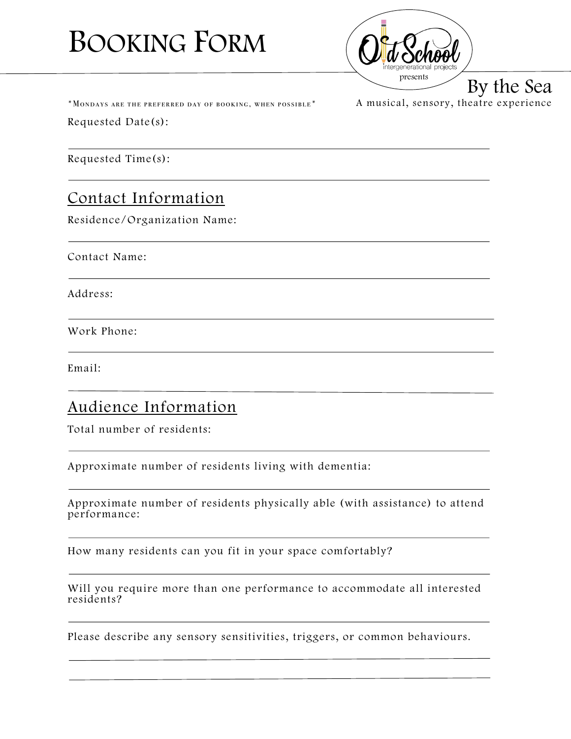# Booking Form

Old School intergenerational projects presents

**By the Sea**

A musical, sensory, theatre experience

*Mondays are the preferred day of booking, when possible*

Requested Date(s):

---

Requested Time(s):

---

## Contact Information

Residence/Organization Name:

---

Contact Name:

---

Address:

---

Work Phone:

---

Email:

---

## Audience Information

Total number of residents:

---

Approximate number of residents living with dementia:

---

Approximate number of residents physically able (with assistance) to attend performance:

---

How many residents can you fit in your space comfortably?

---

Will you require more than one performance to accommodate all interested residents?

---

Please describe any sensory sensitivities, triggers, or common behaviours.

---

---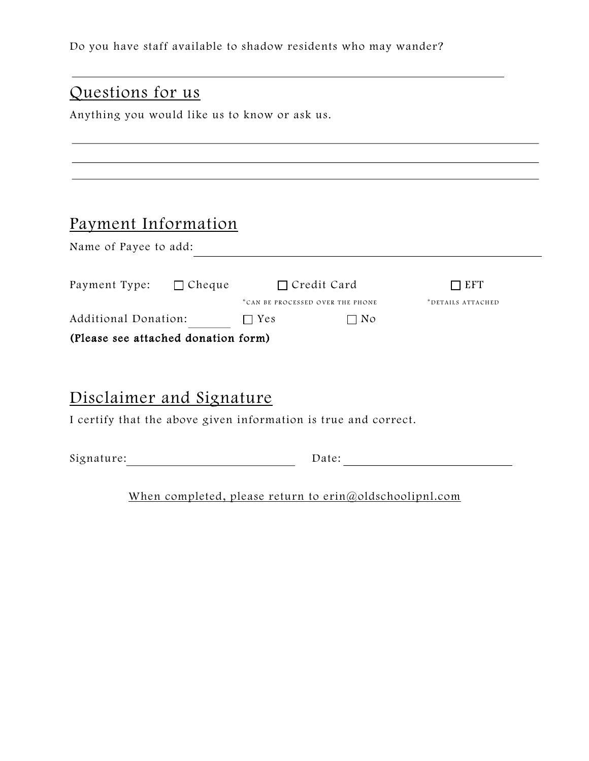Do you have staff available to shadow residents who may wander?

_______________________________________________

## Questions for us

Anything you would like us to know or ask us.

_______________________________________________

_______________________________________________

_______________________________________________

## Payment Information

Name of Payee to add: _______________________________________________

Payment Type: ☐ Cheque ☐ Credit Card ☐ EFT

*CAN BE PROCESSED OVER THE PHONE

*DETAILS ATTACHED

Additional Donation: ______ ☐ Yes ☐ No

**(Please see attached donation form)**

## Disclaimer and Signature

I certify that the above given information is true and correct.

Signature: ______________________ Date: ______________________

When completed, please return to erin@oldschoolipnl.com